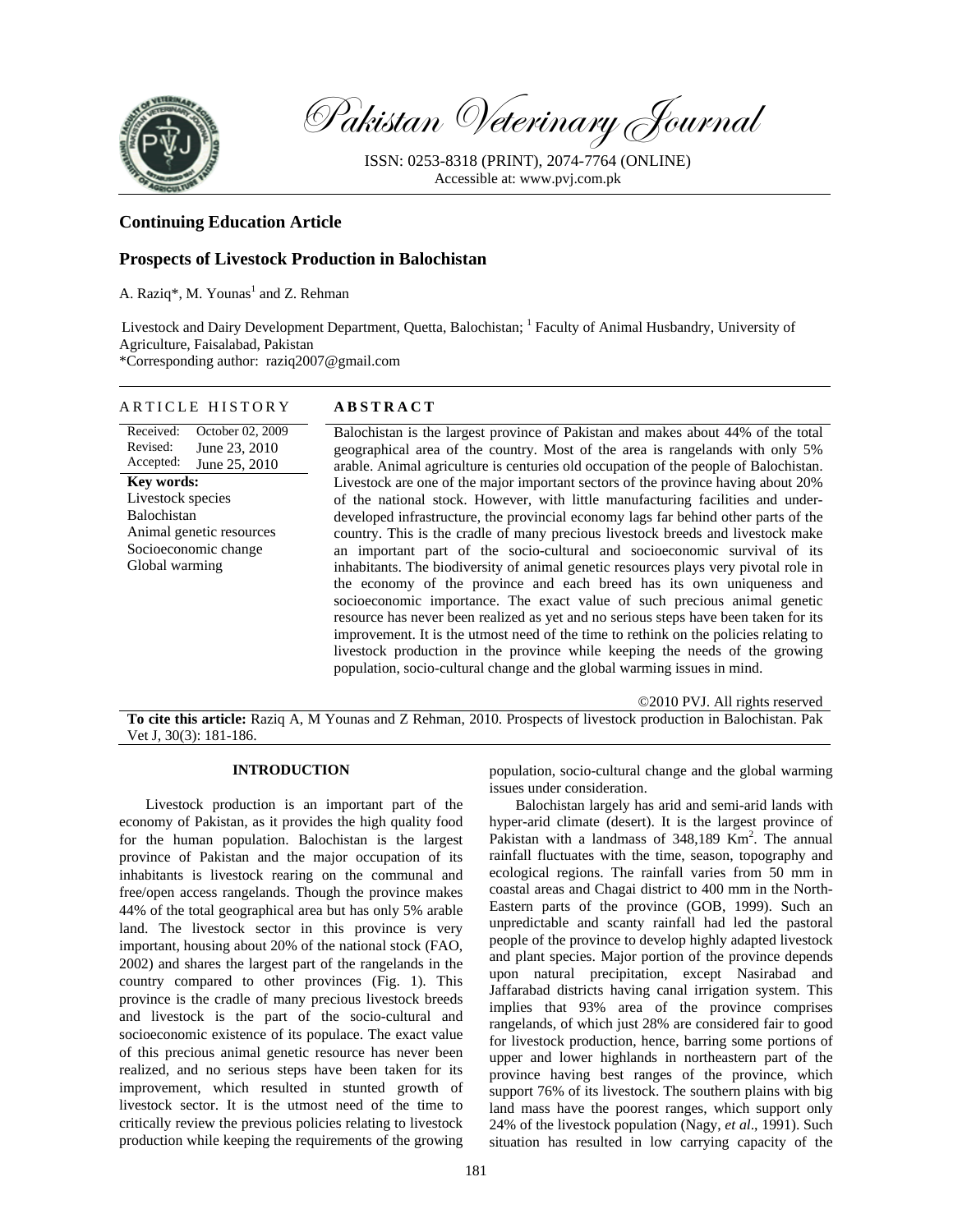Pakistan Veterinary Journal

ISSN: 0253-8318 (PRINT), 2074-7764 (ONLINE)
Accessible at: www.pvj.com.pk

## Continuing Education Article

# Prospects of Livestock Production in Balochistan

A. Raziq*, M. Younas[1] and Z. Rehman

Livestock and Dairy Development Department, Quetta, Balochistan; [1] Faculty of Animal Husbandry, University of Agriculture, Faisalabad, Pakistan
*Corresponding author: raziq2007@gmail.com

**ARTICLE HISTORY**

Received: October 02, 2009
Revised: June 23, 2010
Accepted: June 25, 2010

**Key words:**
Livestock species
Balochistan
Animal genetic resources
Socioeconomic change
Global warming

**ABSTRACT**

Balochistan is the largest province of Pakistan and makes about 44% of the total geographical area of the country. Most of the area is rangelands with only 5% arable. Animal agriculture is centuries old occupation of the people of Balochistan. Livestock are one of the major important sectors of the province having about 20% of the national stock. However, with little manufacturing facilities and under-developed infrastructure, the provincial economy lags far behind other parts of the country. This is the cradle of many precious livestock breeds and livestock make an important part of the socio-cultural and socioeconomic survival of its inhabitants. The biodiversity of animal genetic resources plays very pivotal role in the economy of the province and each breed has its own uniqueness and socioeconomic importance. The exact value of such precious animal genetic resource has never been realized as yet and no serious steps have been taken for its improvement. It is the utmost need of the time to rethink on the policies relating to livestock production in the province while keeping the needs of the growing population, socio-cultural change and the global warming issues in mind.

©2010 PVJ. All rights reserved

**To cite this article:** Raziq A, M Younas and Z Rehman, 2010. Prospects of livestock production in Balochistan. Pak Vet J, 30(3): 181-186.

## INTRODUCTION

Livestock production is an important part of the economy of Pakistan, as it provides the high quality food for the human population. Balochistan is the largest province of Pakistan and the major occupation of its inhabitants is livestock rearing on the communal and free/open access rangelands. Though the province makes 44% of the total geographical area but has only 5% arable land. The livestock sector in this province is very important, housing about 20% of the national stock (FAO, 2002) and shares the largest part of the rangelands in the country compared to other provinces (Fig. 1). This province is the cradle of many precious livestock breeds and livestock is the part of the socio-cultural and socioeconomic existence of its populace. The exact value of this precious animal genetic resource has never been realized, and no serious steps have been taken for its improvement, which resulted in stunted growth of livestock sector. It is the utmost need of the time to critically review the previous policies relating to livestock production while keeping the requirements of the growing population, socio-cultural change and the global warming issues under consideration.

Balochistan largely has arid and semi-arid lands with hyper-arid climate (desert). It is the largest province of Pakistan with a landmass of 348,189 Km$^2$. The annual rainfall fluctuates with the time, season, topography and ecological regions. The rainfall varies from 50 mm in coastal areas and Chagai district to 400 mm in the North-Eastern parts of the province (GOB, 1999). Such an unpredictable and scanty rainfall had led the pastoral people of the province to develop highly adapted livestock and plant species. Major portion of the province depends upon natural precipitation, except Nasirabad and Jaffarabad districts having canal irrigation system. This implies that 93% area of the province comprises rangelands, of which just 28% are considered fair to good for livestock production, hence, barring some portions of upper and lower highlands in northeastern part of the province having best ranges of the province, which support 76% of its livestock. The southern plains with big land mass have the poorest ranges, which support only 24% of the livestock population (Nagy, *et al*., 1991). Such situation has resulted in low carrying capacity of the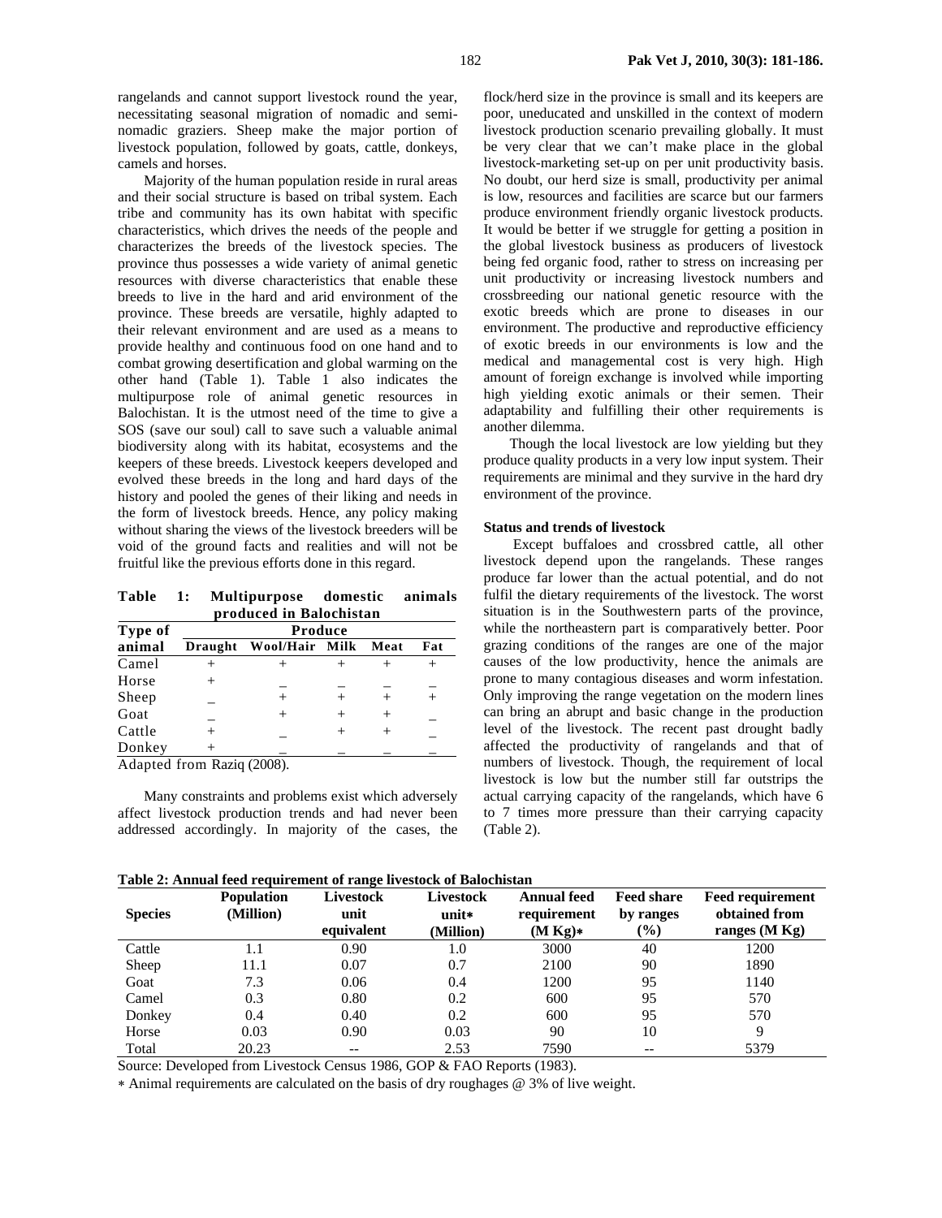rangelands and cannot support livestock round the year, necessitating seasonal migration of nomadic and semi-nomadic graziers. Sheep make the major portion of livestock population, followed by goats, cattle, donkeys, camels and horses.

Majority of the human population reside in rural areas and their social structure is based on tribal system. Each tribe and community has its own habitat with specific characteristics, which drives the needs of the people and characterizes the breeds of the livestock species. The province thus possesses a wide variety of animal genetic resources with diverse characteristics that enable these breeds to live in the hard and arid environment of the province. These breeds are versatile, highly adapted to their relevant environment and are used as a means to provide healthy and continuous food on one hand and to combat growing desertification and global warming on the other hand (Table 1). Table 1 also indicates the multipurpose role of animal genetic resources in Balochistan. It is the utmost need of the time to give a SOS (save our soul) call to save such a valuable animal biodiversity along with its habitat, ecosystems and the keepers of these breeds. Livestock keepers developed and evolved these breeds in the long and hard days of the history and pooled the genes of their liking and needs in the form of livestock breeds. Hence, any policy making without sharing the views of the livestock breeders will be void of the ground facts and realities and will not be fruitful like the previous efforts done in this regard.

**Table 1: Multipurpose domestic animals produced in Balochistan**

| Type of animal | Produce | | | | |
|---|---|---|---|---|---|
| | Draught | Wool/Hair | Milk | Meat | Fat |
| Camel | + | + | + | + | + |
| Horse | + | _ | _ | _ | _ |
| Sheep | _ | + | + | + | + |
| Goat | _ | + | + | + | _ |
| Cattle | + | _ | + | + | _ |
| Donkey | + | _ | _ | _ | _ |

Adapted from Raziq (2008).

Many constraints and problems exist which adversely affect livestock production trends and had never been addressed accordingly. In majority of the cases, the flock/herd size in the province is small and its keepers are poor, uneducated and unskilled in the context of modern livestock production scenario prevailing globally. It must be very clear that we can't make place in the global livestock-marketing set-up on per unit productivity basis. No doubt, our herd size is small, productivity per animal is low, resources and facilities are scarce but our farmers produce environment friendly organic livestock products. It would be better if we struggle for getting a position in the global livestock business as producers of livestock being fed organic food, rather to stress on increasing per unit productivity or increasing livestock numbers and crossbreeding our national genetic resource with the exotic breeds which are prone to diseases in our environment. The productive and reproductive efficiency of exotic breeds in our environments is low and the medical and managemental cost is very high. High amount of foreign exchange is involved while importing high yielding exotic animals or their semen. Their adaptability and fulfilling their other requirements is another dilemma.

Though the local livestock are low yielding but they produce quality products in a very low input system. Their requirements are minimal and they survive in the hard dry environment of the province.

### Status and trends of livestock

Except buffaloes and crossbred cattle, all other livestock depend upon the rangelands. These ranges produce far lower than the actual potential, and do not fulfil the dietary requirements of the livestock. The worst situation is in the Southwestern parts of the province, while the northeastern part is comparatively better. Poor grazing conditions of the ranges are one of the major causes of the low productivity, hence the animals are prone to many contagious diseases and worm infestation. Only improving the range vegetation on the modern lines can bring an abrupt and basic change in the production level of the livestock. The recent past drought badly affected the productivity of rangelands and that of numbers of livestock. Though, the requirement of local livestock is low but the number still far outstrips the actual carrying capacity of the rangelands, which have 6 to 7 times more pressure than their carrying capacity (Table 2).

**Table 2: Annual feed requirement of range livestock of Balochistan**

| Species | Population (Million) | Livestock unit equivalent | Livestock unit* (Million) | Annual feed requirement (M Kg)* | Feed share by ranges (%) | Feed requirement obtained from ranges (M Kg) |
|---|---|---|---|---|---|---|
| Cattle | 1.1 | 0.90 | 1.0 | 3000 | 40 | 1200 |
| Sheep | 11.1 | 0.07 | 0.7 | 2100 | 90 | 1890 |
| Goat | 7.3 | 0.06 | 0.4 | 1200 | 95 | 1140 |
| Camel | 0.3 | 0.80 | 0.2 | 600 | 95 | 570 |
| Donkey | 0.4 | 0.40 | 0.2 | 600 | 95 | 570 |
| Horse | 0.03 | 0.90 | 0.03 | 90 | 10 | 9 |
| Total | 20.23 | -- | 2.53 | 7590 | -- | 5379 |

Source: Developed from Livestock Census 1986, GOP & FAO Reports (1983).

* Animal requirements are calculated on the basis of dry roughages @ 3% of live weight.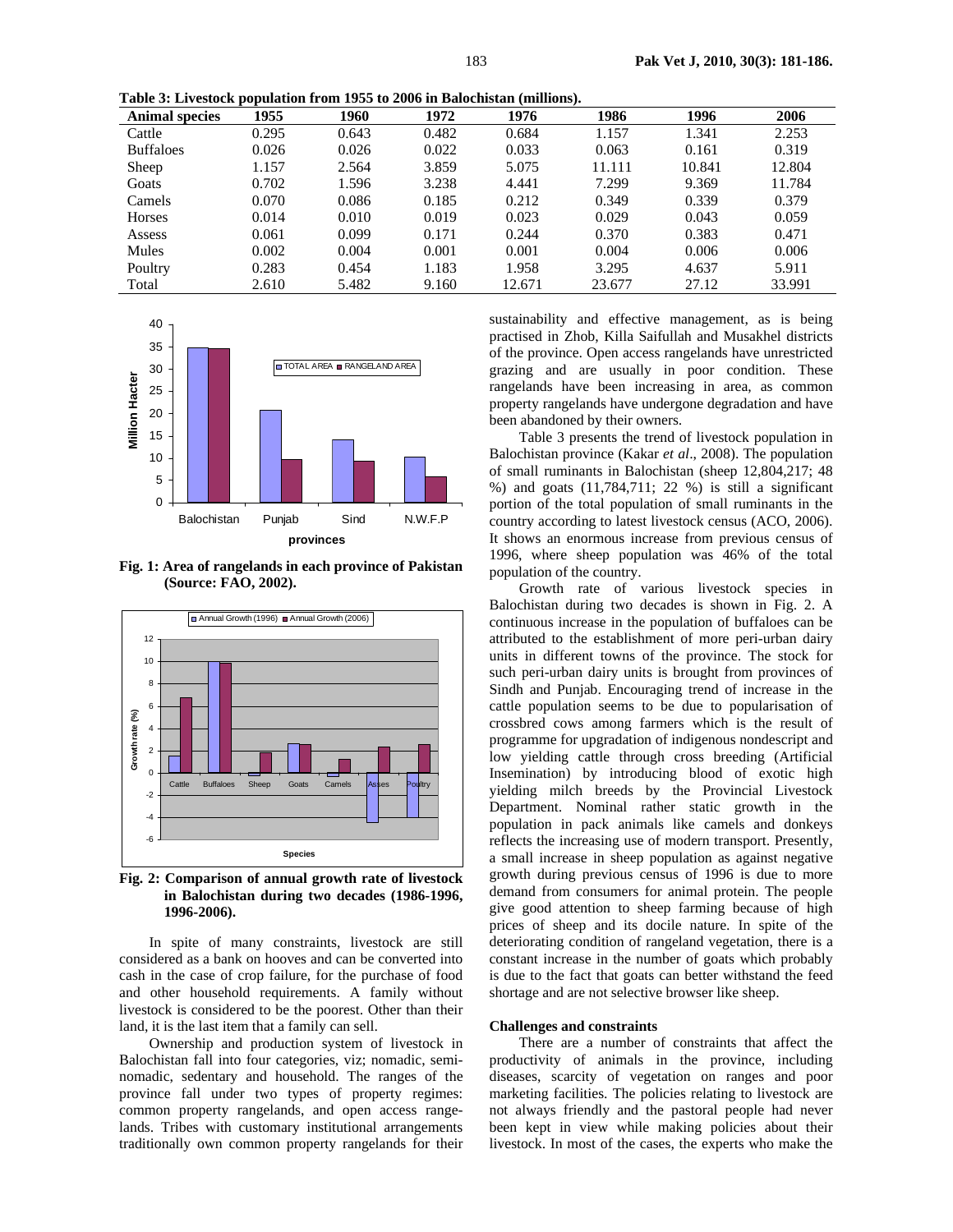**Table 3: Livestock population from 1955 to 2006 in Balochistan (millions).**

| Animal species | 1955 | 1960 | 1972 | 1976 | 1986 | 1996 | 2006 |
|---|---|---|---|---|---|---|---|
| Cattle | 0.295 | 0.643 | 0.482 | 0.684 | 1.157 | 1.341 | 2.253 |
| Buffaloes | 0.026 | 0.026 | 0.022 | 0.033 | 0.063 | 0.161 | 0.319 |
| Sheep | 1.157 | 2.564 | 3.859 | 5.075 | 11.111 | 10.841 | 12.804 |
| Goats | 0.702 | 1.596 | 3.238 | 4.441 | 7.299 | 9.369 | 11.784 |
| Camels | 0.070 | 0.086 | 0.185 | 0.212 | 0.349 | 0.339 | 0.379 |
| Horses | 0.014 | 0.010 | 0.019 | 0.023 | 0.029 | 0.043 | 0.059 |
| Assess | 0.061 | 0.099 | 0.171 | 0.244 | 0.370 | 0.383 | 0.471 |
| Mules | 0.002 | 0.004 | 0.001 | 0.001 | 0.004 | 0.006 | 0.006 |
| Poultry | 0.283 | 0.454 | 1.183 | 1.958 | 3.295 | 4.637 | 5.911 |
| Total | 2.610 | 5.482 | 9.160 | 12.671 | 23.677 | 27.12 | 33.991 |

**Fig. 1: Area of rangelands in each province of Pakistan (Source: FAO, 2002).**

**Fig. 2: Comparison of annual growth rate of livestock in Balochistan during two decades (1986-1996, 1996-2006).**

In spite of many constraints, livestock are still considered as a bank on hooves and can be converted into cash in the case of crop failure, for the purchase of food and other household requirements. A family without livestock is considered to be the poorest. Other than their land, it is the last item that a family can sell.

Ownership and production system of livestock in Balochistan fall into four categories, viz; nomadic, semi-nomadic, sedentary and household. The ranges of the province fall under two types of property regimes: common property rangelands, and open access rangelands. Tribes with customary institutional arrangements traditionally own common property rangelands for their sustainability and effective management, as is being practised in Zhob, Killa Saifullah and Musakhel districts of the province. Open access rangelands have unrestricted grazing and are usually in poor condition. These rangelands have been increasing in area, as common property rangelands have undergone degradation and have been abandoned by their owners.

Table 3 presents the trend of livestock population in Balochistan province (Kakar *et al*., 2008). The population of small ruminants in Balochistan (sheep 12,804,217; 48 %) and goats (11,784,711; 22 %) is still a significant portion of the total population of small ruminants in the country according to latest livestock census (ACO, 2006). It shows an enormous increase from previous census of 1996, where sheep population was 46% of the total population of the country.

Growth rate of various livestock species in Balochistan during two decades is shown in Fig. 2. A continuous increase in the population of buffaloes can be attributed to the establishment of more peri-urban dairy units in different towns of the province. The stock for such peri-urban dairy units is brought from provinces of Sindh and Punjab. Encouraging trend of increase in the cattle population seems to be due to popularisation of crossbred cows among farmers which is the result of programme for upgradation of indigenous nondescript and low yielding cattle through cross breeding (Artificial Insemination) by introducing blood of exotic high yielding milch breeds by the Provincial Livestock Department. Nominal rather static growth in the population in pack animals like camels and donkeys reflects the increasing use of modern transport. Presently, a small increase in sheep population as against negative growth during previous census of 1996 is due to more demand from consumers for animal protein. The people give good attention to sheep farming because of high prices of sheep and its docile nature. In spite of the deteriorating condition of rangeland vegetation, there is a constant increase in the number of goats which probably is due to the fact that goats can better withstand the feed shortage and are not selective browser like sheep.

### Challenges and constraints

There are a number of constraints that affect the productivity of animals in the province, including diseases, scarcity of vegetation on ranges and poor marketing facilities. The policies relating to livestock are not always friendly and the pastoral people had never been kept in view while making policies about their livestock. In most of the cases, the experts who make the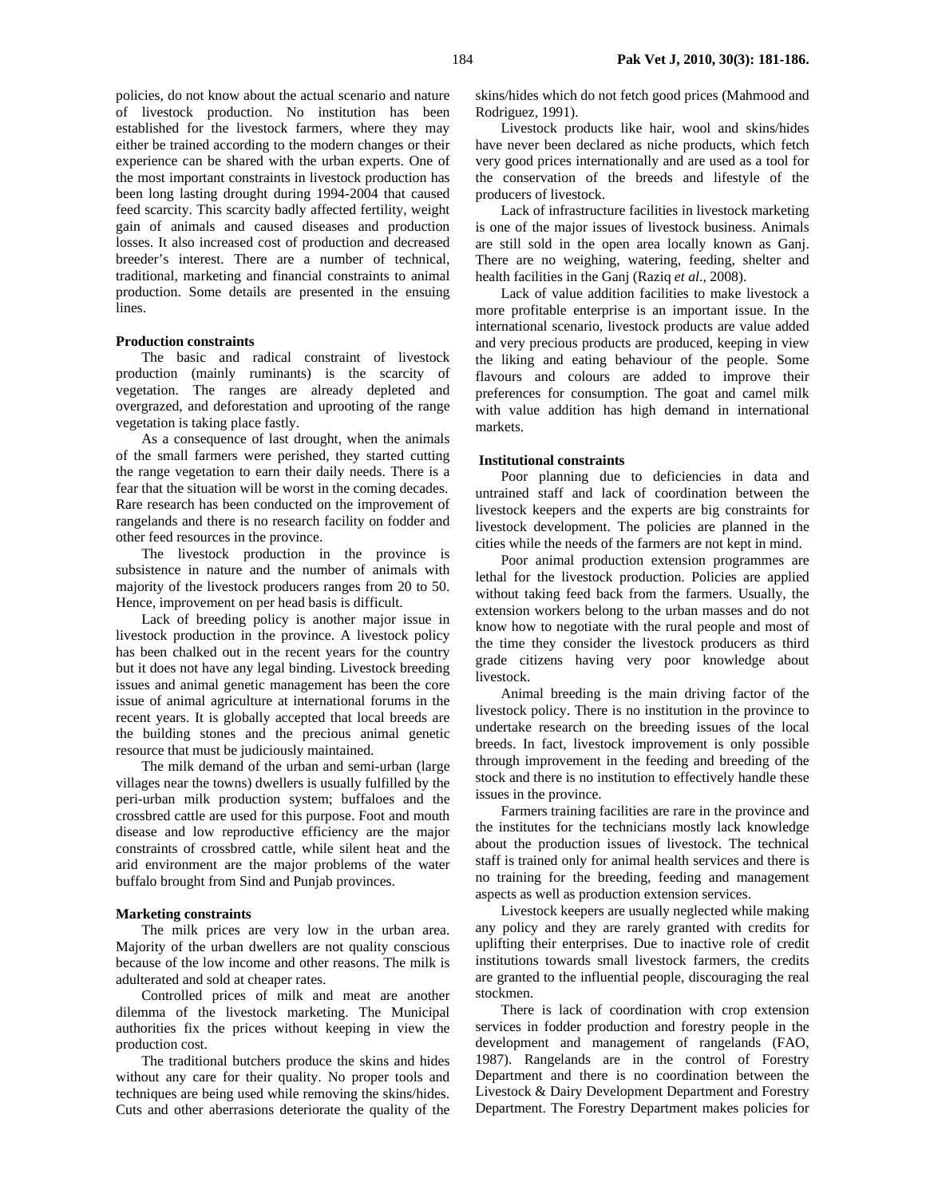policies, do not know about the actual scenario and nature of livestock production. No institution has been established for the livestock farmers, where they may either be trained according to the modern changes or their experience can be shared with the urban experts. One of the most important constraints in livestock production has been long lasting drought during 1994-2004 that caused feed scarcity. This scarcity badly affected fertility, weight gain of animals and caused diseases and production losses. It also increased cost of production and decreased breeder's interest. There are a number of technical, traditional, marketing and financial constraints to animal production. Some details are presented in the ensuing lines.

**Production constraints**

The basic and radical constraint of livestock production (mainly ruminants) is the scarcity of vegetation. The ranges are already depleted and overgrazed, and deforestation and uprooting of the range vegetation is taking place fastly.

As a consequence of last drought, when the animals of the small farmers were perished, they started cutting the range vegetation to earn their daily needs. There is a fear that the situation will be worst in the coming decades. Rare research has been conducted on the improvement of rangelands and there is no research facility on fodder and other feed resources in the province.

The livestock production in the province is subsistence in nature and the number of animals with majority of the livestock producers ranges from 20 to 50. Hence, improvement on per head basis is difficult.

Lack of breeding policy is another major issue in livestock production in the province. A livestock policy has been chalked out in the recent years for the country but it does not have any legal binding. Livestock breeding issues and animal genetic management has been the core issue of animal agriculture at international forums in the recent years. It is globally accepted that local breeds are the building stones and the precious animal genetic resource that must be judiciously maintained.

The milk demand of the urban and semi-urban (large villages near the towns) dwellers is usually fulfilled by the peri-urban milk production system; buffaloes and the crossbred cattle are used for this purpose. Foot and mouth disease and low reproductive efficiency are the major constraints of crossbred cattle, while silent heat and the arid environment are the major problems of the water buffalo brought from Sind and Punjab provinces.

**Marketing constraints**

The milk prices are very low in the urban area. Majority of the urban dwellers are not quality conscious because of the low income and other reasons. The milk is adulterated and sold at cheaper rates.

Controlled prices of milk and meat are another dilemma of the livestock marketing. The Municipal authorities fix the prices without keeping in view the production cost.

The traditional butchers produce the skins and hides without any care for their quality. No proper tools and techniques are being used while removing the skins/hides. Cuts and other aberrasions deteriorate the quality of the skins/hides which do not fetch good prices (Mahmood and Rodriguez, 1991).

Livestock products like hair, wool and skins/hides have never been declared as niche products, which fetch very good prices internationally and are used as a tool for the conservation of the breeds and lifestyle of the producers of livestock.

Lack of infrastructure facilities in livestock marketing is one of the major issues of livestock business. Animals are still sold in the open area locally known as Ganj. There are no weighing, watering, feeding, shelter and health facilities in the Ganj (Raziq *et al*., 2008).

Lack of value addition facilities to make livestock a more profitable enterprise is an important issue. In the international scenario, livestock products are value added and very precious products are produced, keeping in view the liking and eating behaviour of the people. Some flavours and colours are added to improve their preferences for consumption. The goat and camel milk with value addition has high demand in international markets.

**Institutional constraints**

Poor planning due to deficiencies in data and untrained staff and lack of coordination between the livestock keepers and the experts are big constraints for livestock development. The policies are planned in the cities while the needs of the farmers are not kept in mind.

Poor animal production extension programmes are lethal for the livestock production. Policies are applied without taking feed back from the farmers. Usually, the extension workers belong to the urban masses and do not know how to negotiate with the rural people and most of the time they consider the livestock producers as third grade citizens having very poor knowledge about livestock.

Animal breeding is the main driving factor of the livestock policy. There is no institution in the province to undertake research on the breeding issues of the local breeds. In fact, livestock improvement is only possible through improvement in the feeding and breeding of the stock and there is no institution to effectively handle these issues in the province.

Farmers training facilities are rare in the province and the institutes for the technicians mostly lack knowledge about the production issues of livestock. The technical staff is trained only for animal health services and there is no training for the breeding, feeding and management aspects as well as production extension services.

Livestock keepers are usually neglected while making any policy and they are rarely granted with credits for uplifting their enterprises. Due to inactive role of credit institutions towards small livestock farmers, the credits are granted to the influential people, discouraging the real stockmen.

There is lack of coordination with crop extension services in fodder production and forestry people in the development and management of rangelands (FAO, 1987). Rangelands are in the control of Forestry Department and there is no coordination between the Livestock & Dairy Development Department and Forestry Department. The Forestry Department makes policies for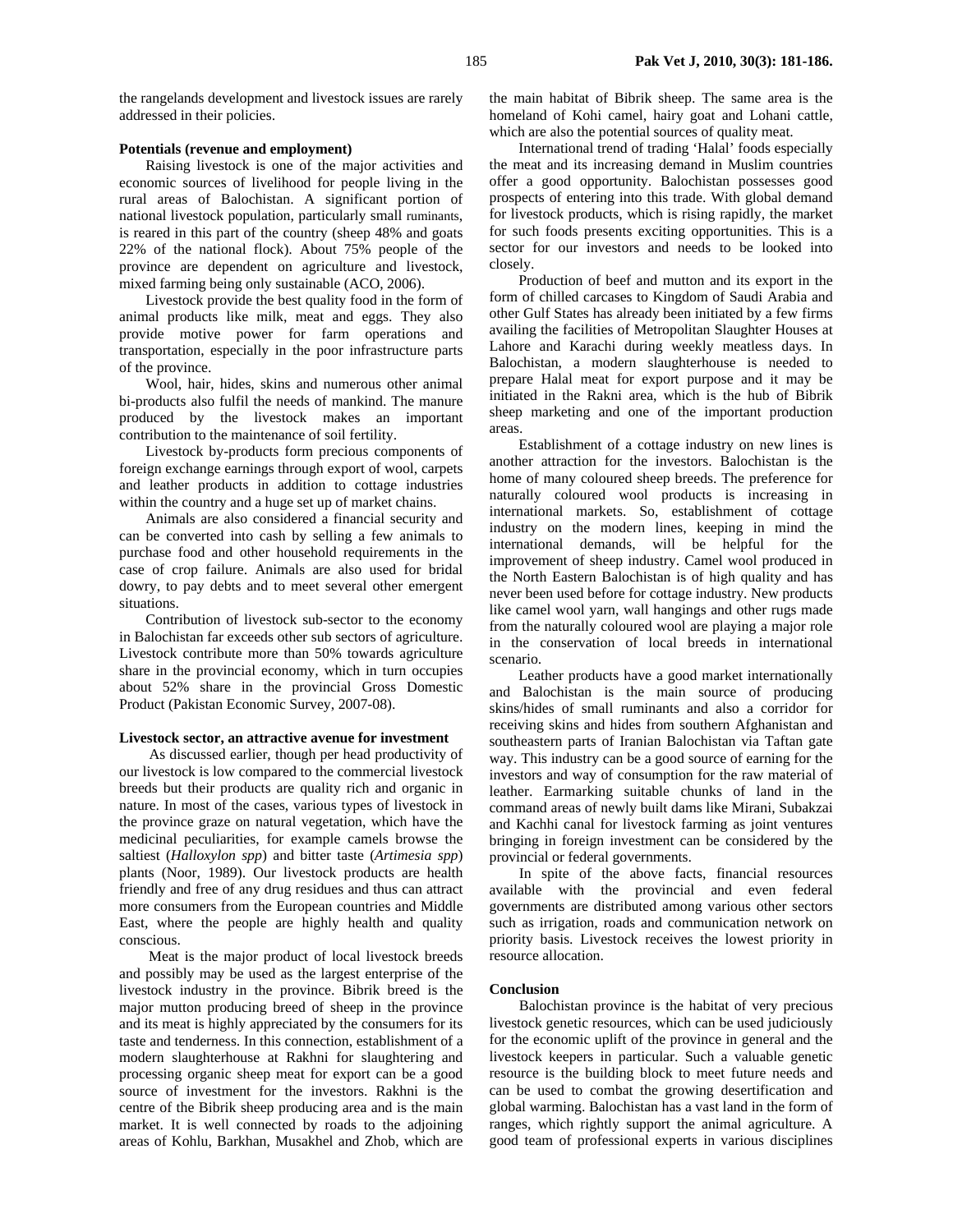the rangelands development and livestock issues are rarely addressed in their policies.

**Potentials (revenue and employment)**

Raising livestock is one of the major activities and economic sources of livelihood for people living in the rural areas of Balochistan. A significant portion of national livestock population, particularly small ruminants, is reared in this part of the country (sheep 48% and goats 22% of the national flock). About 75% people of the province are dependent on agriculture and livestock, mixed farming being only sustainable (ACO, 2006).

Livestock provide the best quality food in the form of animal products like milk, meat and eggs. They also provide motive power for farm operations and transportation, especially in the poor infrastructure parts of the province.

Wool, hair, hides, skins and numerous other animal bi-products also fulfil the needs of mankind. The manure produced by the livestock makes an important contribution to the maintenance of soil fertility.

Livestock by-products form precious components of foreign exchange earnings through export of wool, carpets and leather products in addition to cottage industries within the country and a huge set up of market chains.

Animals are also considered a financial security and can be converted into cash by selling a few animals to purchase food and other household requirements in the case of crop failure. Animals are also used for bridal dowry, to pay debts and to meet several other emergent situations.

Contribution of livestock sub-sector to the economy in Balochistan far exceeds other sub sectors of agriculture. Livestock contribute more than 50% towards agriculture share in the provincial economy, which in turn occupies about 52% share in the provincial Gross Domestic Product (Pakistan Economic Survey, 2007-08).

**Livestock sector, an attractive avenue for investment**

As discussed earlier, though per head productivity of our livestock is low compared to the commercial livestock breeds but their products are quality rich and organic in nature. In most of the cases, various types of livestock in the province graze on natural vegetation, which have the medicinal peculiarities, for example camels browse the saltiest (*Halloxylon spp*) and bitter taste (*Artimesia spp*) plants (Noor, 1989). Our livestock products are health friendly and free of any drug residues and thus can attract more consumers from the European countries and Middle East, where the people are highly health and quality conscious.

Meat is the major product of local livestock breeds and possibly may be used as the largest enterprise of the livestock industry in the province. Bibrik breed is the major mutton producing breed of sheep in the province and its meat is highly appreciated by the consumers for its taste and tenderness. In this connection, establishment of a modern slaughterhouse at Rakhni for slaughtering and processing organic sheep meat for export can be a good source of investment for the investors. Rakhni is the centre of the Bibrik sheep producing area and is the main market. It is well connected by roads to the adjoining areas of Kohlu, Barkhan, Musakhel and Zhob, which are the main habitat of Bibrik sheep. The same area is the homeland of Kohi camel, hairy goat and Lohani cattle, which are also the potential sources of quality meat.

International trend of trading 'Halal' foods especially the meat and its increasing demand in Muslim countries offer a good opportunity. Balochistan possesses good prospects of entering into this trade. With global demand for livestock products, which is rising rapidly, the market for such foods presents exciting opportunities. This is a sector for our investors and needs to be looked into closely.

Production of beef and mutton and its export in the form of chilled carcases to Kingdom of Saudi Arabia and other Gulf States has already been initiated by a few firms availing the facilities of Metropolitan Slaughter Houses at Lahore and Karachi during weekly meatless days. In Balochistan, a modern slaughterhouse is needed to prepare Halal meat for export purpose and it may be initiated in the Rakni area, which is the hub of Bibrik sheep marketing and one of the important production areas.

Establishment of a cottage industry on new lines is another attraction for the investors. Balochistan is the home of many coloured sheep breeds. The preference for naturally coloured wool products is increasing in international markets. So, establishment of cottage industry on the modern lines, keeping in mind the international demands, will be helpful for the improvement of sheep industry. Camel wool produced in the North Eastern Balochistan is of high quality and has never been used before for cottage industry. New products like camel wool yarn, wall hangings and other rugs made from the naturally coloured wool are playing a major role in the conservation of local breeds in international scenario.

Leather products have a good market internationally and Balochistan is the main source of producing skins/hides of small ruminants and also a corridor for receiving skins and hides from southern Afghanistan and southeastern parts of Iranian Balochistan via Taftan gate way. This industry can be a good source of earning for the investors and way of consumption for the raw material of leather. Earmarking suitable chunks of land in the command areas of newly built dams like Mirani, Subakzai and Kachhi canal for livestock farming as joint ventures bringing in foreign investment can be considered by the provincial or federal governments.

In spite of the above facts, financial resources available with the provincial and even federal governments are distributed among various other sectors such as irrigation, roads and communication network on priority basis. Livestock receives the lowest priority in resource allocation.

**Conclusion**

Balochistan province is the habitat of very precious livestock genetic resources, which can be used judiciously for the economic uplift of the province in general and the livestock keepers in particular. Such a valuable genetic resource is the building block to meet future needs and can be used to combat the growing desertification and global warming. Balochistan has a vast land in the form of ranges, which rightly support the animal agriculture. A good team of professional experts in various disciplines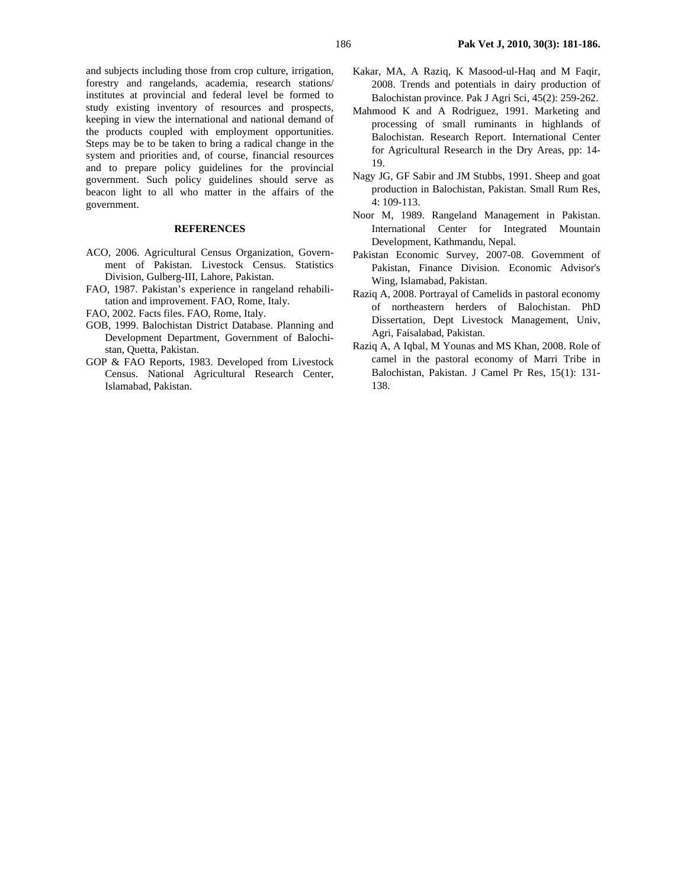and subjects including those from crop culture, irrigation, forestry and rangelands, academia, research stations/ institutes at provincial and federal level be formed to study existing inventory of resources and prospects, keeping in view the international and national demand of the products coupled with employment opportunities. Steps may be to be taken to bring a radical change in the system and priorities and, of course, financial resources and to prepare policy guidelines for the provincial government. Such policy guidelines should serve as beacon light to all who matter in the affairs of the government.

## REFERENCES

ACO, 2006. Agricultural Census Organization, Government of Pakistan. Livestock Census. Statistics Division, Gulberg-III, Lahore, Pakistan.

FAO, 1987. Pakistan's experience in rangeland rehabilitation and improvement. FAO, Rome, Italy.

FAO, 2002. Facts files. FAO, Rome, Italy.

GOB, 1999. Balochistan District Database. Planning and Development Department, Government of Balochistan, Quetta, Pakistan.

GOP & FAO Reports, 1983. Developed from Livestock Census. National Agricultural Research Center, Islamabad, Pakistan.

Kakar, MA, A Raziq, K Masood-ul-Haq and M Faqir, 2008. Trends and potentials in dairy production of Balochistan province. Pak J Agri Sci, 45(2): 259-262.

Mahmood K and A Rodriguez, 1991. Marketing and processing of small ruminants in highlands of Balochistan. Research Report. International Center for Agricultural Research in the Dry Areas, pp: 14-19.

Nagy JG, GF Sabir and JM Stubbs, 1991. Sheep and goat production in Balochistan, Pakistan. Small Rum Res, 4: 109-113.

Noor M, 1989. Rangeland Management in Pakistan. International Center for Integrated Mountain Development, Kathmandu, Nepal.

Pakistan Economic Survey, 2007-08. Government of Pakistan, Finance Division. Economic Advisor's Wing, Islamabad, Pakistan.

Raziq A, 2008. Portrayal of Camelids in pastoral economy of northeastern herders of Balochistan. PhD Dissertation, Dept Livestock Management, Univ, Agri, Faisalabad, Pakistan.

Raziq A, A Iqbal, M Younas and MS Khan, 2008. Role of camel in the pastoral economy of Marri Tribe in Balochistan, Pakistan. J Camel Pr Res, 15(1): 131-138.